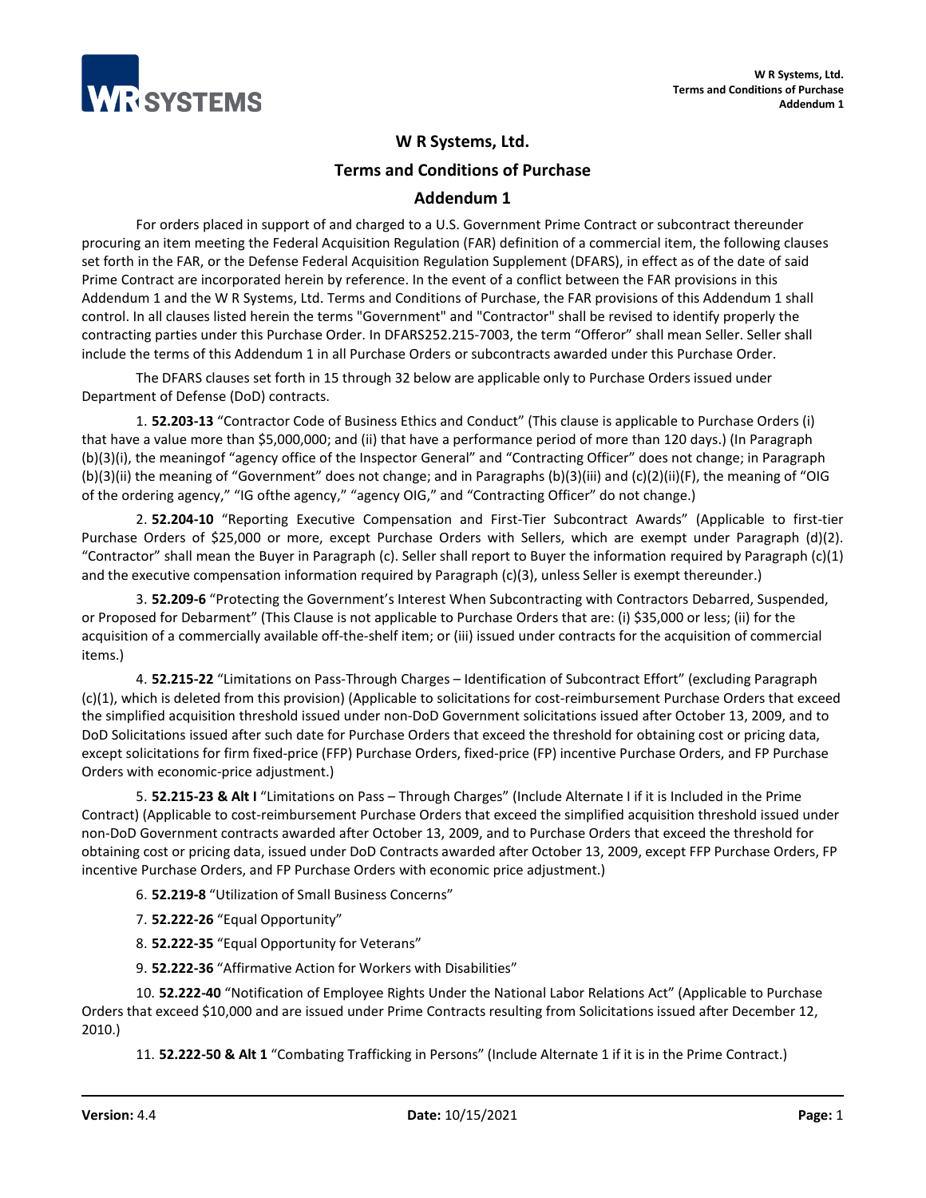# W R Systems, Ltd.

## Terms and Conditions of Purchase

## Addendum 1

For orders placed in support of and charged to a U.S. Government Prime Contract or subcontract thereunder procuring an item meeting the Federal Acquisition Regulation (FAR) definition of a commercial item, the following clauses set forth in the FAR, or the Defense Federal Acquisition Regulation Supplement (DFARS), in effect as of the date of said Prime Contract are incorporated herein by reference. In the event of a conflict between the FAR provisions in this Addendum 1 and the W R Systems, Ltd. Terms and Conditions of Purchase, the FAR provisions of this Addendum 1 shall control. In all clauses listed herein the terms "Government" and "Contractor" shall be revised to identify properly the contracting parties under this Purchase Order. In DFARS252.215-7003, the term "Offeror" shall mean Seller. Seller shall include the terms of this Addendum 1 in all Purchase Orders or subcontracts awarded under this Purchase Order.

The DFARS clauses set forth in 15 through 32 below are applicable only to Purchase Orders issued under Department of Defense (DoD) contracts.

1. **52.203-13** "Contractor Code of Business Ethics and Conduct" (This clause is applicable to Purchase Orders (i) that have a value more than $5,000,000; and (ii) that have a performance period of more than 120 days.) (In Paragraph (b)(3)(i), the meaningof "agency office of the Inspector General" and "Contracting Officer" does not change; in Paragraph (b)(3)(ii) the meaning of "Government" does not change; and in Paragraphs (b)(3)(iii) and (c)(2)(ii)(F), the meaning of "OIG of the ordering agency," "IG ofthe agency," "agency OIG," and "Contracting Officer" do not change.)

2. **52.204-10** "Reporting Executive Compensation and First-Tier Subcontract Awards" (Applicable to first-tier Purchase Orders of $25,000 or more, except Purchase Orders with Sellers, which are exempt under Paragraph (d)(2). "Contractor" shall mean the Buyer in Paragraph (c). Seller shall report to Buyer the information required by Paragraph (c)(1) and the executive compensation information required by Paragraph (c)(3), unless Seller is exempt thereunder.)

3. **52.209-6** "Protecting the Government's Interest When Subcontracting with Contractors Debarred, Suspended, or Proposed for Debarment" (This Clause is not applicable to Purchase Orders that are: (i) $35,000 or less; (ii) for the acquisition of a commercially available off-the-shelf item; or (iii) issued under contracts for the acquisition of commercial items.)

4. **52.215-22** "Limitations on Pass-Through Charges – Identification of Subcontract Effort" (excluding Paragraph (c)(1), which is deleted from this provision) (Applicable to solicitations for cost-reimbursement Purchase Orders that exceed the simplified acquisition threshold issued under non-DoD Government solicitations issued after October 13, 2009, and to DoD Solicitations issued after such date for Purchase Orders that exceed the threshold for obtaining cost or pricing data, except solicitations for firm fixed-price (FFP) Purchase Orders, fixed-price (FP) incentive Purchase Orders, and FP Purchase Orders with economic-price adjustment.)

5. **52.215-23 & Alt I** "Limitations on Pass – Through Charges" (Include Alternate I if it is Included in the Prime Contract) (Applicable to cost-reimbursement Purchase Orders that exceed the simplified acquisition threshold issued under non-DoD Government contracts awarded after October 13, 2009, and to Purchase Orders that exceed the threshold for obtaining cost or pricing data, issued under DoD Contracts awarded after October 13, 2009, except FFP Purchase Orders, FP incentive Purchase Orders, and FP Purchase Orders with economic price adjustment.)

6. **52.219-8** "Utilization of Small Business Concerns"

7. **52.222-26** "Equal Opportunity"

8. **52.222-35** "Equal Opportunity for Veterans"

9. **52.222-36** "Affirmative Action for Workers with Disabilities"

10. **52.222-40** "Notification of Employee Rights Under the National Labor Relations Act" (Applicable to Purchase Orders that exceed $10,000 and are issued under Prime Contracts resulting from Solicitations issued after December 12, 2010.)

11. **52.222-50 & Alt 1** "Combating Trafficking in Persons" (Include Alternate 1 if it is in the Prime Contract.)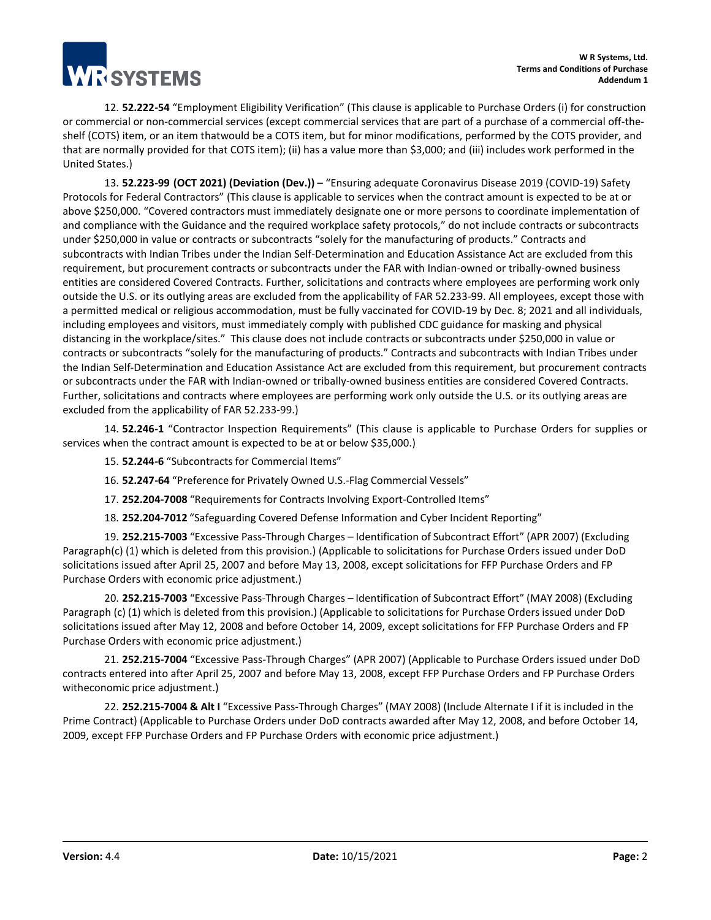12. **52.222-54** "Employment Eligibility Verification" (This clause is applicable to Purchase Orders (i) for construction or commercial or non-commercial services (except commercial services that are part of a purchase of a commercial off-the-shelf (COTS) item, or an item thatwould be a COTS item, but for minor modifications, performed by the COTS provider, and that are normally provided for that COTS item); (ii) has a value more than $3,000; and (iii) includes work performed in the United States.)

13. **52.223-99 (OCT 2021) (Deviation (Dev.)) –** "Ensuring adequate Coronavirus Disease 2019 (COVID-19) Safety Protocols for Federal Contractors" (This clause is applicable to services when the contract amount is expected to be at or above $250,000. "Covered contractors must immediately designate one or more persons to coordinate implementation of and compliance with the Guidance and the required workplace safety protocols," do not include contracts or subcontracts under $250,000 in value or contracts or subcontracts "solely for the manufacturing of products." Contracts and subcontracts with Indian Tribes under the Indian Self-Determination and Education Assistance Act are excluded from this requirement, but procurement contracts or subcontracts under the FAR with Indian-owned or tribally-owned business entities are considered Covered Contracts. Further, solicitations and contracts where employees are performing work only outside the U.S. or its outlying areas are excluded from the applicability of FAR 52.233-99. All employees, except those with a permitted medical or religious accommodation, must be fully vaccinated for COVID-19 by Dec. 8; 2021 and all individuals, including employees and visitors, must immediately comply with published CDC guidance for masking and physical distancing in the workplace/sites." This clause does not include contracts or subcontracts under $250,000 in value or contracts or subcontracts "solely for the manufacturing of products." Contracts and subcontracts with Indian Tribes under the Indian Self-Determination and Education Assistance Act are excluded from this requirement, but procurement contracts or subcontracts under the FAR with Indian-owned or tribally-owned business entities are considered Covered Contracts. Further, solicitations and contracts where employees are performing work only outside the U.S. or its outlying areas are excluded from the applicability of FAR 52.233-99.)

14. **52.246-1** "Contractor Inspection Requirements" (This clause is applicable to Purchase Orders for supplies or services when the contract amount is expected to be at or below $35,000.)

15. **52.244-6** "Subcontracts for Commercial Items"

16. **52.247-64** "Preference for Privately Owned U.S.-Flag Commercial Vessels"

17. **252.204-7008** "Requirements for Contracts Involving Export-Controlled Items"

18. **252.204-7012** "Safeguarding Covered Defense Information and Cyber Incident Reporting"

19. **252.215-7003** "Excessive Pass-Through Charges – Identification of Subcontract Effort" (APR 2007) (Excluding Paragraph(c) (1) which is deleted from this provision.) (Applicable to solicitations for Purchase Orders issued under DoD solicitations issued after April 25, 2007 and before May 13, 2008, except solicitations for FFP Purchase Orders and FP Purchase Orders with economic price adjustment.)

20. **252.215-7003** "Excessive Pass-Through Charges – Identification of Subcontract Effort" (MAY 2008) (Excluding Paragraph (c) (1) which is deleted from this provision.) (Applicable to solicitations for Purchase Orders issued under DoD solicitations issued after May 12, 2008 and before October 14, 2009, except solicitations for FFP Purchase Orders and FP Purchase Orders with economic price adjustment.)

21. **252.215-7004** "Excessive Pass-Through Charges" (APR 2007) (Applicable to Purchase Orders issued under DoD contracts entered into after April 25, 2007 and before May 13, 2008, except FFP Purchase Orders and FP Purchase Orders witheconomic price adjustment.)

22. **252.215-7004 & Alt I** "Excessive Pass-Through Charges" (MAY 2008) (Include Alternate I if it is included in the Prime Contract) (Applicable to Purchase Orders under DoD contracts awarded after May 12, 2008, and before October 14, 2009, except FFP Purchase Orders and FP Purchase Orders with economic price adjustment.)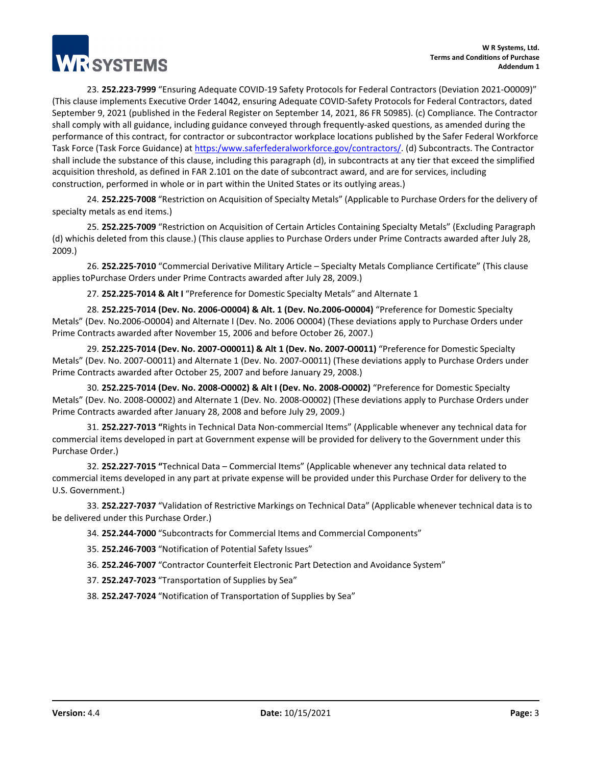23. **252.223-7999** “Ensuring Adequate COVID-19 Safety Protocols for Federal Contractors (Deviation 2021-O0009)” (This clause implements Executive Order 14042, ensuring Adequate COVID-Safety Protocols for Federal Contractors, dated September 9, 2021 (published in the Federal Register on September 14, 2021, 86 FR 50985). (c) Compliance. The Contractor shall comply with all guidance, including guidance conveyed through frequently-asked questions, as amended during the performance of this contract, for contractor or subcontractor workplace locations published by the Safer Federal Workforce Task Force (Task Force Guidance) at https:/www.saferfederalworkforce.gov/contractors/. (d) Subcontracts. The Contractor shall include the substance of this clause, including this paragraph (d), in subcontracts at any tier that exceed the simplified acquisition threshold, as defined in FAR 2.101 on the date of subcontract award, and are for services, including construction, performed in whole or in part within the United States or its outlying areas.)

24. **252.225-7008** “Restriction on Acquisition of Specialty Metals” (Applicable to Purchase Orders for the delivery of specialty metals as end items.)

25. **252.225-7009** “Restriction on Acquisition of Certain Articles Containing Specialty Metals” (Excluding Paragraph (d) whichis deleted from this clause.) (This clause applies to Purchase Orders under Prime Contracts awarded after July 28, 2009.)

26. **252.225-7010** “Commercial Derivative Military Article – Specialty Metals Compliance Certificate” (This clause applies toPurchase Orders under Prime Contracts awarded after July 28, 2009.)

27. **252.225-7014 & Alt I** “Preference for Domestic Specialty Metals” and Alternate 1

28. **252.225-7014 (Dev. No. 2006-O0004) & Alt. 1 (Dev. No.2006-O0004)** “Preference for Domestic Specialty Metals” (Dev. No.2006-O0004) and Alternate I (Dev. No. 2006 O0004) (These deviations apply to Purchase Orders under Prime Contracts awarded after November 15, 2006 and before October 26, 2007.)

29. **252.225-7014 (Dev. No. 2007-O00011) & Alt 1 (Dev. No. 2007-O0011)** “Preference for Domestic Specialty Metals” (Dev. No. 2007-O0011) and Alternate 1 (Dev. No. 2007-O0011) (These deviations apply to Purchase Orders under Prime Contracts awarded after October 25, 2007 and before January 29, 2008.)

30. **252.225-7014 (Dev. No. 2008-O0002) & Alt I (Dev. No. 2008-O0002)** “Preference for Domestic Specialty Metals” (Dev. No. 2008-O0002) and Alternate 1 (Dev. No. 2008-O0002) (These deviations apply to Purchase Orders under Prime Contracts awarded after January 28, 2008 and before July 29, 2009.)

31. **252.227-7013 “**Rights in Technical Data Non-commercial Items” (Applicable whenever any technical data for commercial items developed in part at Government expense will be provided for delivery to the Government under this Purchase Order.)

32. **252.227-7015 “**Technical Data – Commercial Items” (Applicable whenever any technical data related to commercial items developed in any part at private expense will be provided under this Purchase Order for delivery to the U.S. Government.)

33. **252.227-7037** “Validation of Restrictive Markings on Technical Data” (Applicable whenever technical data is to be delivered under this Purchase Order.)

34. **252.244-7000** “Subcontracts for Commercial Items and Commercial Components”

35. **252.246-7003** “Notification of Potential Safety Issues”

36. **252.246-7007** “Contractor Counterfeit Electronic Part Detection and Avoidance System”

37. **252.247-7023** “Transportation of Supplies by Sea”

38. **252.247-7024** “Notification of Transportation of Supplies by Sea”